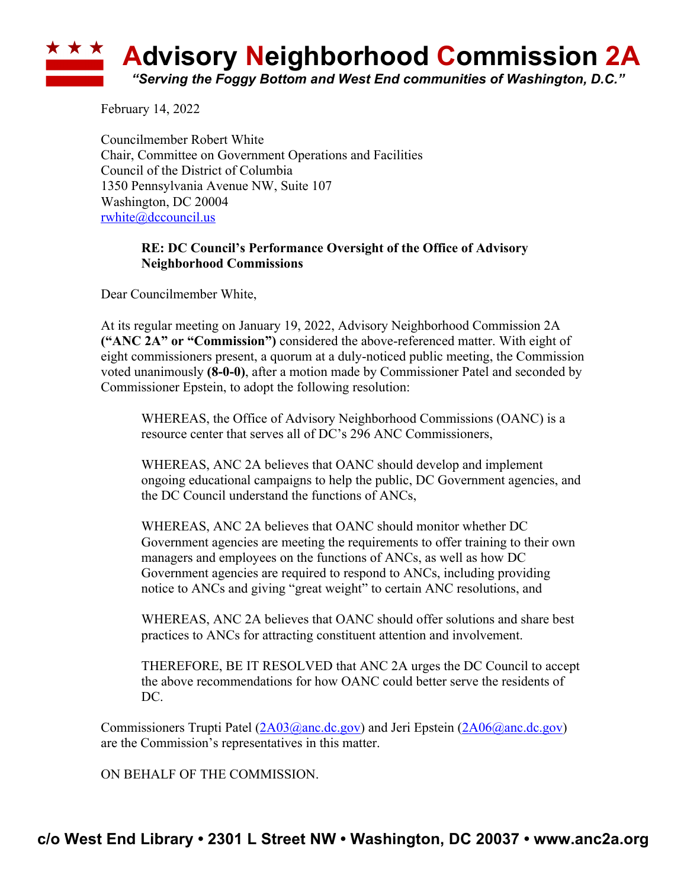# Advisory Neighborhood Commission 2A

*"Serving the Foggy Bottom and West End communities of Washington, D.C."*

February 14, 2022

Councilmember Robert White
Chair, Committee on Government Operations and Facilities
Council of the District of Columbia
1350 Pennsylvania Avenue NW, Suite 107
Washington, DC 20004
rwhite@dccouncil.us

> **RE: DC Council's Performance Oversight of the Office of Advisory Neighborhood Commissions**

Dear Councilmember White,

At its regular meeting on January 19, 2022, Advisory Neighborhood Commission 2A **("ANC 2A" or "Commission")** considered the above-referenced matter. With eight of eight commissioners present, a quorum at a duly-noticed public meeting, the Commission voted unanimously **(8-0-0)**, after a motion made by Commissioner Patel and seconded by Commissioner Epstein, to adopt the following resolution:

> WHEREAS, the Office of Advisory Neighborhood Commissions (OANC) is a resource center that serves all of DC's 296 ANC Commissioners,
>
> WHEREAS, ANC 2A believes that OANC should develop and implement ongoing educational campaigns to help the public, DC Government agencies, and the DC Council understand the functions of ANCs,
>
> WHEREAS, ANC 2A believes that OANC should monitor whether DC Government agencies are meeting the requirements to offer training to their own managers and employees on the functions of ANCs, as well as how DC Government agencies are required to respond to ANCs, including providing notice to ANCs and giving "great weight" to certain ANC resolutions, and
>
> WHEREAS, ANC 2A believes that OANC should offer solutions and share best practices to ANCs for attracting constituent attention and involvement.
>
> THEREFORE, BE IT RESOLVED that ANC 2A urges the DC Council to accept the above recommendations for how OANC could better serve the residents of DC.

Commissioners Trupti Patel (2A03@anc.dc.gov) and Jeri Epstein (2A06@anc.dc.gov) are the Commission's representatives in this matter.

ON BEHALF OF THE COMMISSION.

**c/o West End Library • 2301 L Street NW • Washington, DC 20037 • www.anc2a.org**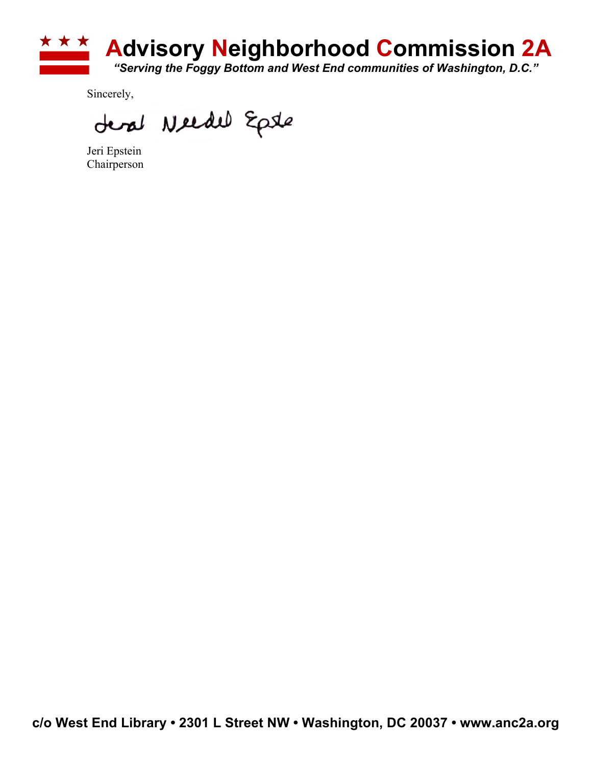# Advisory Neighborhood Commission 2A

*"Serving the Foggy Bottom and West End communities of Washington, D.C."*

Sincerely,

Jeri Epstein
Chairperson

**c/o West End Library • 2301 L Street NW • Washington, DC 20037 • www.anc2a.org**